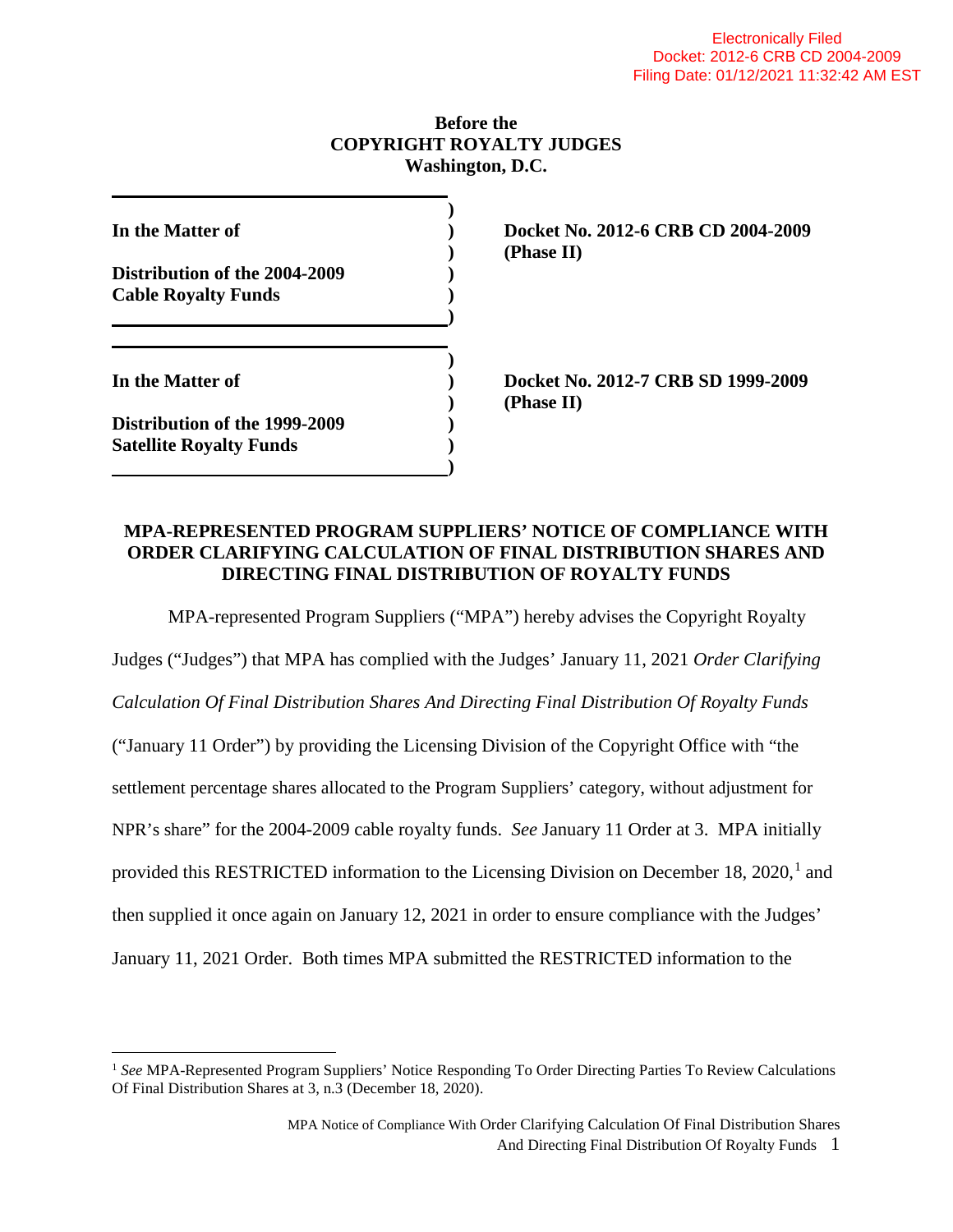Electronically Filed
Docket: 2012-6 CRB CD 2004-2009
Filing Date: 01/12/2021 11:32:42 AM EST

**Before the**
**COPYRIGHT ROYALTY JUDGES**
**Washington, D.C.**

| | |
|---|---|
| **In the Matter of**<br><br>**Distribution of the 2004-2009 Cable Royalty Funds** | **Docket No. 2012-6 CRB CD 2004-2009 (Phase II)** |
| **In the Matter of**<br><br>**Distribution of the 1999-2009 Satellite Royalty Funds** | **Docket No. 2012-7 CRB SD 1999-2009 (Phase II)** |

**MPA-REPRESENTED PROGRAM SUPPLIERS' NOTICE OF COMPLIANCE WITH ORDER CLARIFYING CALCULATION OF FINAL DISTRIBUTION SHARES AND DIRECTING FINAL DISTRIBUTION OF ROYALTY FUNDS**

MPA-represented Program Suppliers ("MPA") hereby advises the Copyright Royalty Judges ("Judges") that MPA has complied with the Judges' January 11, 2021 *Order Clarifying Calculation Of Final Distribution Shares And Directing Final Distribution Of Royalty Funds* ("January 11 Order") by providing the Licensing Division of the Copyright Office with "the settlement percentage shares allocated to the Program Suppliers' category, without adjustment for NPR's share" for the 2004-2009 cable royalty funds. *See* January 11 Order at 3. MPA initially provided this RESTRICTED information to the Licensing Division on December 18, 2020,[1] and then supplied it once again on January 12, 2021 in order to ensure compliance with the Judges' January 11, 2021 Order. Both times MPA submitted the RESTRICTED information to the

[1] *See* MPA-Represented Program Suppliers' Notice Responding To Order Directing Parties To Review Calculations Of Final Distribution Shares at 3, n.3 (December 18, 2020).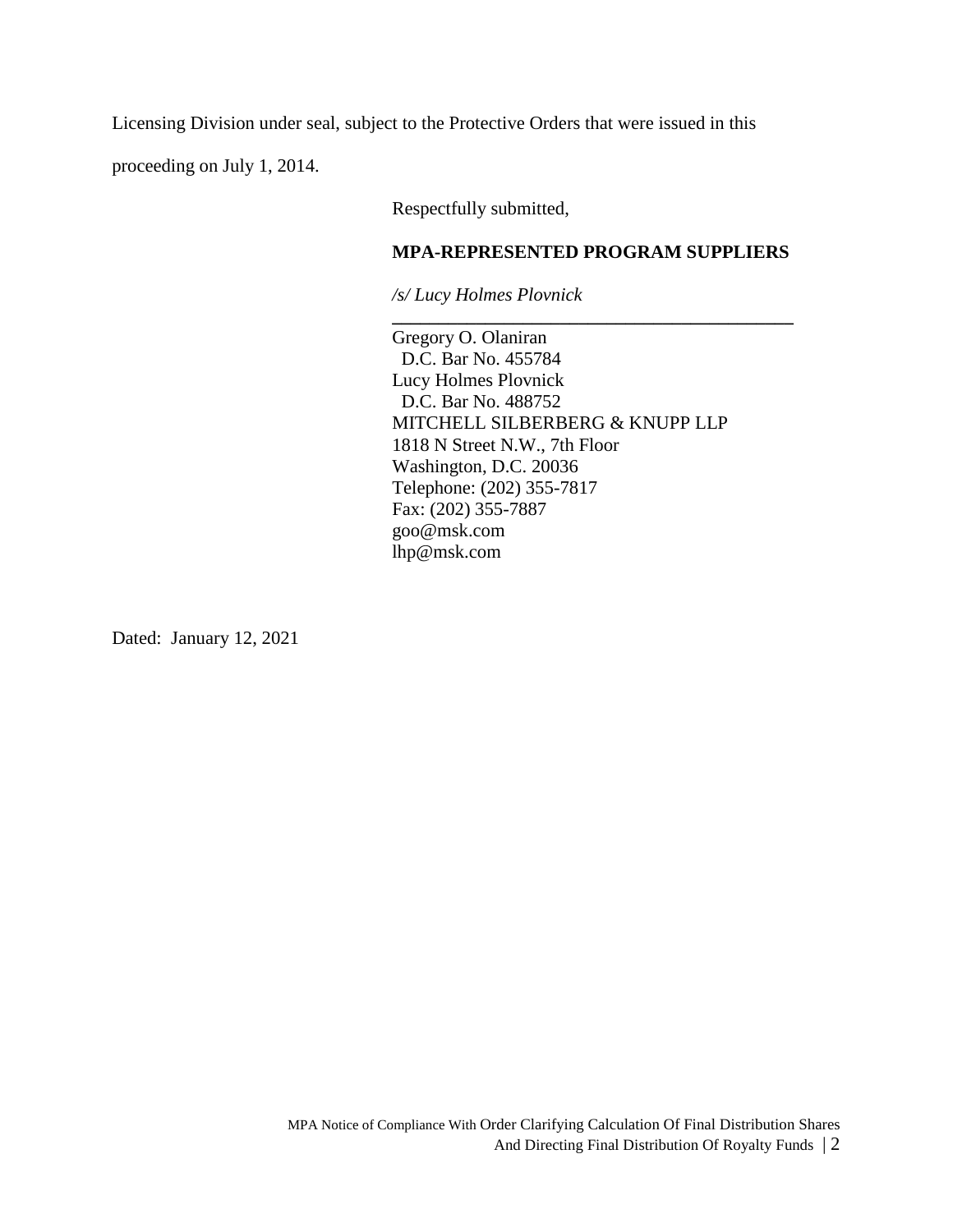Licensing Division under seal, subject to the Protective Orders that were issued in this proceeding on July 1, 2014.

Respectfully submitted,

**MPA-REPRESENTED PROGRAM SUPPLIERS**

*/s/ Lucy Holmes Plovnick*

Gregory O. Olaniran
D.C. Bar No. 455784
Lucy Holmes Plovnick
D.C. Bar No. 488752
MITCHELL SILBERBERG & KNUPP LLP
1818 N Street N.W., 7th Floor
Washington, D.C. 20036
Telephone: (202) 355-7817
Fax: (202) 355-7887
goo@msk.com
lhp@msk.com

Dated: January 12, 2021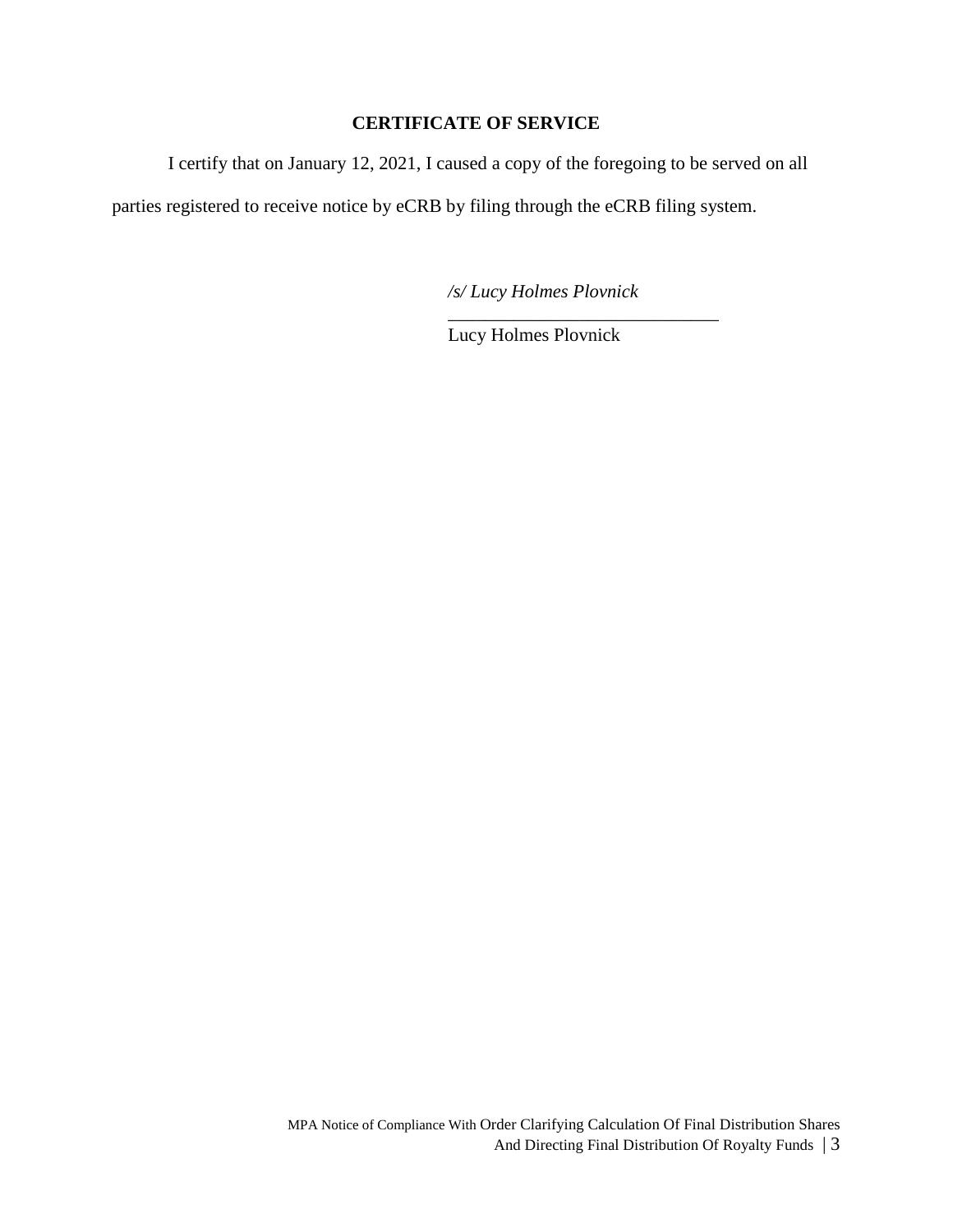## CERTIFICATE OF SERVICE

I certify that on January 12, 2021, I caused a copy of the foregoing to be served on all parties registered to receive notice by eCRB by filing through the eCRB filing system.

*/s/ Lucy Holmes Plovnick*
______________________________
Lucy Holmes Plovnick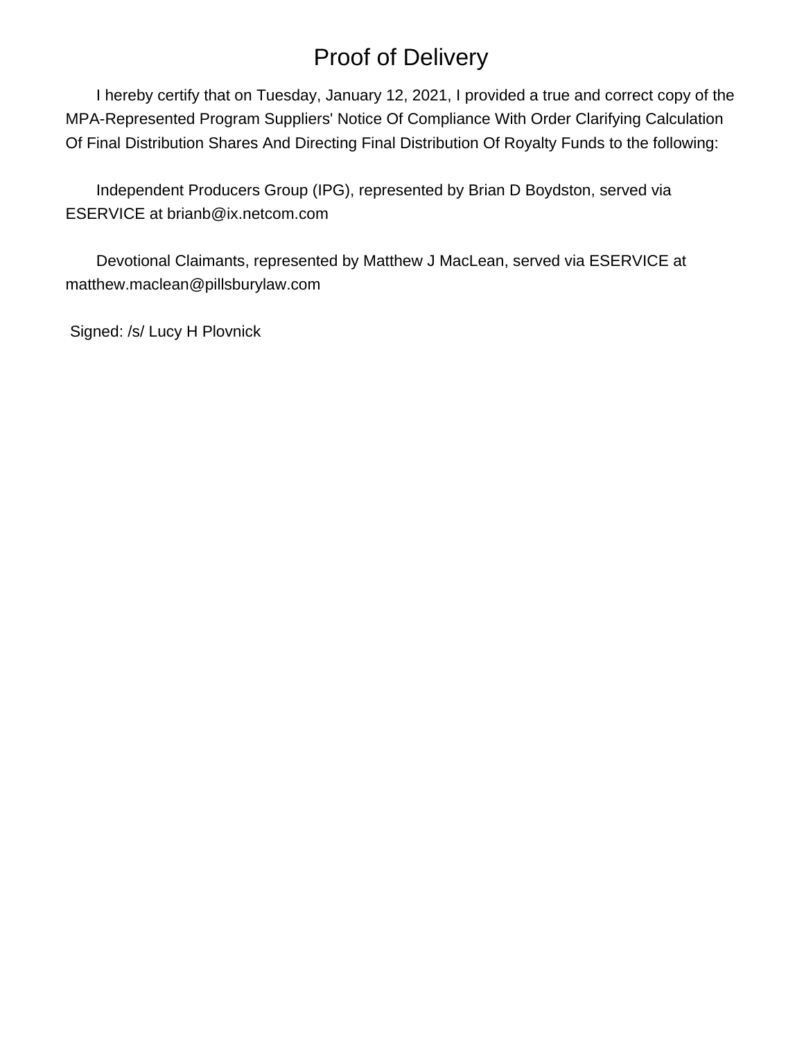# Proof of Delivery

I hereby certify that on Tuesday, January 12, 2021, I provided a true and correct copy of the MPA-Represented Program Suppliers' Notice Of Compliance With Order Clarifying Calculation Of Final Distribution Shares And Directing Final Distribution Of Royalty Funds to the following:

Independent Producers Group (IPG), represented by Brian D Boydston, served via ESERVICE at brianb@ix.netcom.com

Devotional Claimants, represented by Matthew J MacLean, served via ESERVICE at matthew.maclean@pillsburylaw.com

Signed: /s/ Lucy H Plovnick